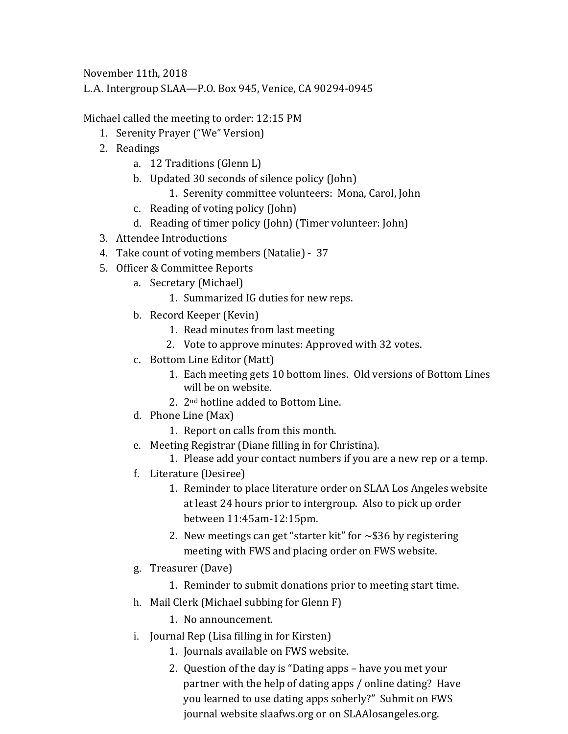November 11th, 2018
L.A. Intergroup SLAA—P.O. Box 945, Venice, CA 90294-0945

Michael called the meeting to order: 12:15 PM

1. Serenity Prayer ("We" Version)
2. Readings
   a. 12 Traditions (Glenn L)
   b. Updated 30 seconds of silence policy (John)
      1. Serenity committee volunteers: Mona, Carol, John
   c. Reading of voting policy (John)
   d. Reading of timer policy (John) (Timer volunteer: John)
3. Attendee Introductions
4. Take count of voting members (Natalie) - 37
5. Officer & Committee Reports
   a. Secretary (Michael)
      1. Summarized IG duties for new reps.
   b. Record Keeper (Kevin)
      1. Read minutes from last meeting
      2. Vote to approve minutes: Approved with 32 votes.
   c. Bottom Line Editor (Matt)
      1. Each meeting gets 10 bottom lines. Old versions of Bottom Lines will be on website.
      2. 2nd hotline added to Bottom Line.
   d. Phone Line (Max)
      1. Report on calls from this month.
   e. Meeting Registrar (Diane filling in for Christina).
      1. Please add your contact numbers if you are a new rep or a temp.
   f. Literature (Desiree)
      1. Reminder to place literature order on SLAA Los Angeles website at least 24 hours prior to intergroup. Also to pick up order between 11:45am-12:15pm.
      2. New meetings can get "starter kit" for ~$36 by registering meeting with FWS and placing order on FWS website.
   g. Treasurer (Dave)
      1. Reminder to submit donations prior to meeting start time.
   h. Mail Clerk (Michael subbing for Glenn F)
      1. No announcement.
   i. Journal Rep (Lisa filling in for Kirsten)
      1. Journals available on FWS website.
      2. Question of the day is "Dating apps – have you met your partner with the help of dating apps / online dating? Have you learned to use dating apps soberly?" Submit on FWS journal website slaafws.org or on SLAAlosangeles.org.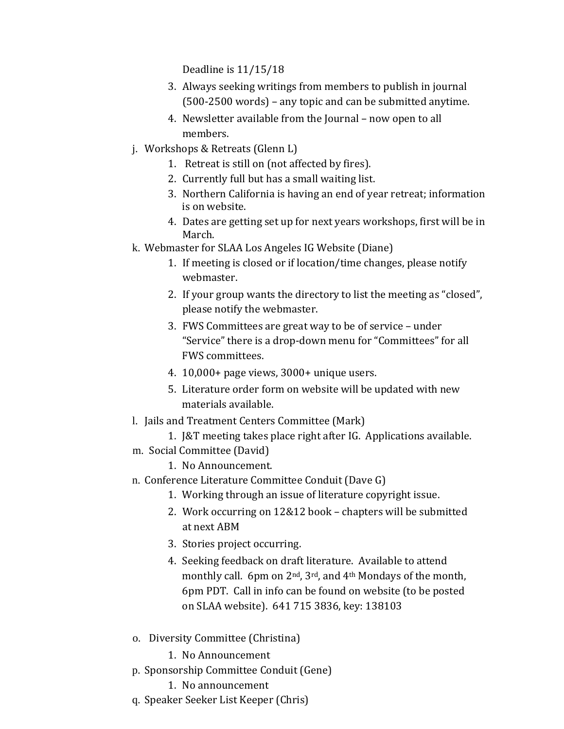Deadline is 11/15/18

3. Always seeking writings from members to publish in journal (500-2500 words) – any topic and can be submitted anytime.
4. Newsletter available from the Journal – now open to all members.

j. Workshops & Retreats (Glenn L)
  1. Retreat is still on (not affected by fires).
  2. Currently full but has a small waiting list.
  3. Northern California is having an end of year retreat; information is on website.
  4. Dates are getting set up for next years workshops, first will be in March.

k. Webmaster for SLAA Los Angeles IG Website (Diane)
  1. If meeting is closed or if location/time changes, please notify webmaster.
  2. If your group wants the directory to list the meeting as "closed", please notify the webmaster.
  3. FWS Committees are great way to be of service – under "Service" there is a drop-down menu for "Committees" for all FWS committees.
  4. 10,000+ page views, 3000+ unique users.
  5. Literature order form on website will be updated with new materials available.

l. Jails and Treatment Centers Committee (Mark)
  1. J&T meeting takes place right after IG. Applications available.

m. Social Committee (David)
  1. No Announcement.

n. Conference Literature Committee Conduit (Dave G)
  1. Working through an issue of literature copyright issue.
  2. Work occurring on 12&12 book – chapters will be submitted at next ABM
  3. Stories project occurring.
  4. Seeking feedback on draft literature. Available to attend monthly call. 6pm on 2nd, 3rd, and 4th Mondays of the month, 6pm PDT. Call in info can be found on website (to be posted on SLAA website). 641 715 3836, key: 138103

o. Diversity Committee (Christina)
  1. No Announcement

p. Sponsorship Committee Conduit (Gene)
  1. No announcement

q. Speaker Seeker List Keeper (Chris)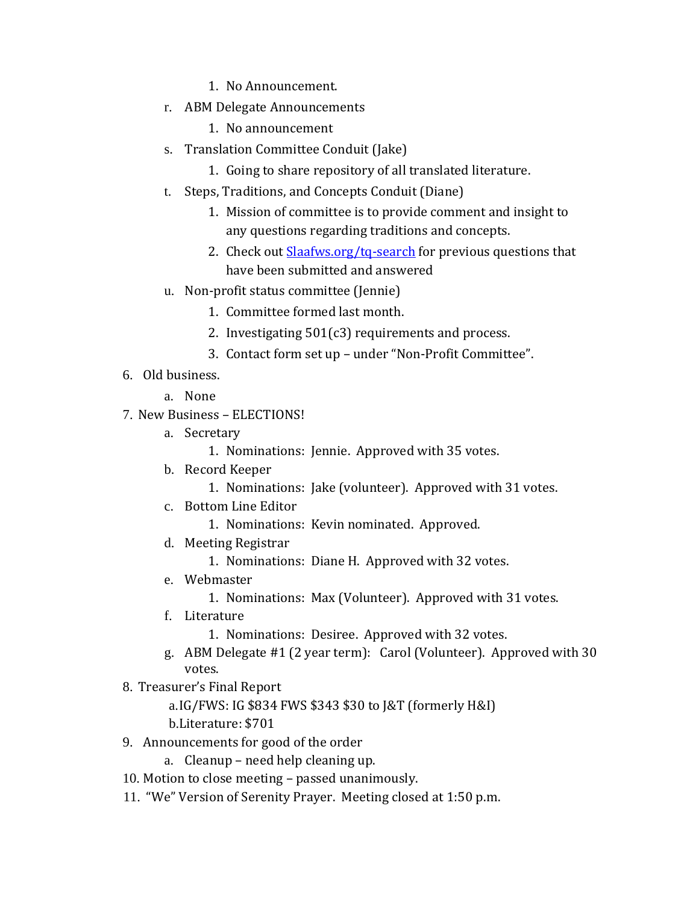1. No Announcement.

r. ABM Delegate Announcements

   1. No announcement

s. Translation Committee Conduit (Jake)

   1. Going to share repository of all translated literature.

t. Steps, Traditions, and Concepts Conduit (Diane)

   1. Mission of committee is to provide comment and insight to any questions regarding traditions and concepts.
   2. Check out [Slaafws.org/tq-search](Slaafws.org/tq-search) for previous questions that have been submitted and answered

u. Non-profit status committee (Jennie)

   1. Committee formed last month.
   2. Investigating 501(c3) requirements and process.
   3. Contact form set up – under "Non-Profit Committee".

6. Old business.
   a. None
7. New Business – ELECTIONS!
   a. Secretary
      1. Nominations: Jennie. Approved with 35 votes.
   b. Record Keeper
      1. Nominations: Jake (volunteer). Approved with 31 votes.
   c. Bottom Line Editor
      1. Nominations: Kevin nominated. Approved.
   d. Meeting Registrar
      1. Nominations: Diane H. Approved with 32 votes.
   e. Webmaster
      1. Nominations: Max (Volunteer). Approved with 31 votes.
   f. Literature
      1. Nominations: Desiree. Approved with 32 votes.
   g. ABM Delegate #1 (2 year term): Carol (Volunteer). Approved with 30 votes.
8. Treasurer's Final Report
   a. IG/FWS: IG $834 FWS $343 $30 to J&T (formerly H&I)
   b. Literature: $701
9. Announcements for good of the order
   a. Cleanup – need help cleaning up.
10. Motion to close meeting – passed unanimously.
11. "We" Version of Serenity Prayer. Meeting closed at 1:50 p.m.